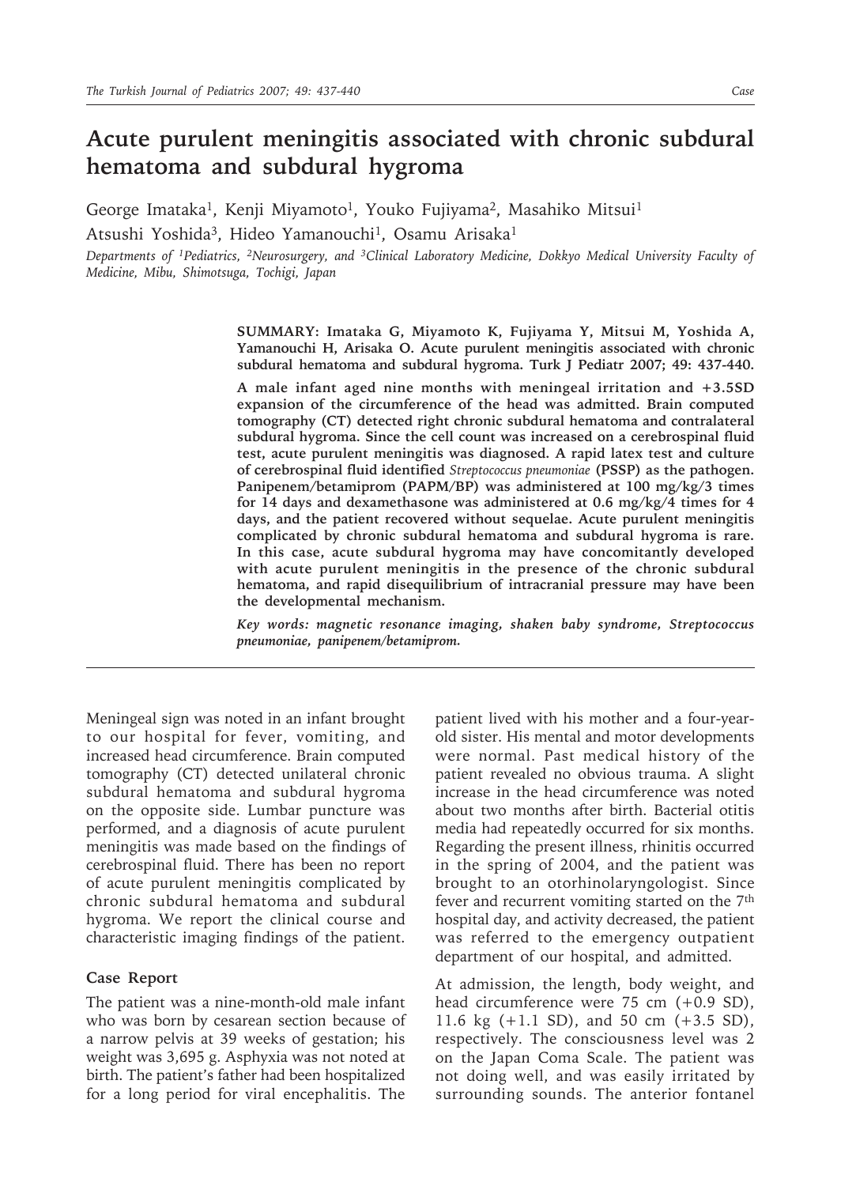# Acute purulent meningitis associated with chronic subdural hematoma and subdural hygroma

George Imataka[1], Kenji Miyamoto[1], Youko Fujiyama[2], Masahiko Mitsui[1]
Atsushi Yoshida[3], Hideo Yamanouchi[1], Osamu Arisaka[1]

*Departments of [1]Pediatrics, [2]Neurosurgery, and [3]Clinical Laboratory Medicine, Dokkyo Medical University Faculty of Medicine, Mibu, Shimotsuga, Tochigi, Japan*

**SUMMARY: Imataka G, Miyamoto K, Fujiyama Y, Mitsui M, Yoshida A, Yamanouchi H, Arisaka O. Acute purulent meningitis associated with chronic subdural hematoma and subdural hygroma. Turk J Pediatr 2007; 49: 437-440.**

**A male infant aged nine months with meningeal irritation and +3.5SD expansion of the circumference of the head was admitted. Brain computed tomography (CT) detected right chronic subdural hematoma and contralateral subdural hygroma. Since the cell count was increased on a cerebrospinal fluid test, acute purulent meningitis was diagnosed. A rapid latex test and culture of cerebrospinal fluid identified *Streptococcus pneumoniae* (PSSP) as the pathogen. Panipenem/betamiprom (PAPM/BP) was administered at 100 mg/kg/3 times for 14 days and dexamethasone was administered at 0.6 mg/kg/4 times for 4 days, and the patient recovered without sequelae. Acute purulent meningitis complicated by chronic subdural hematoma and subdural hygroma is rare. In this case, acute subdural hygroma may have concomitantly developed with acute purulent meningitis in the presence of the chronic subdural hematoma, and rapid disequilibrium of intracranial pressure may have been the developmental mechanism.**

***Key words: magnetic resonance imaging, shaken baby syndrome, Streptococcus pneumoniae, panipenem/betamiprom.***

Meningeal sign was noted in an infant brought to our hospital for fever, vomiting, and increased head circumference. Brain computed tomography (CT) detected unilateral chronic subdural hematoma and subdural hygroma on the opposite side. Lumbar puncture was performed, and a diagnosis of acute purulent meningitis was made based on the findings of cerebrospinal fluid. There has been no report of acute purulent meningitis complicated by chronic subdural hematoma and subdural hygroma. We report the clinical course and characteristic imaging findings of the patient.

## Case Report

The patient was a nine-month-old male infant who was born by cesarean section because of a narrow pelvis at 39 weeks of gestation; his weight was 3,695 g. Asphyxia was not noted at birth. The patient's father had been hospitalized for a long period for viral encephalitis. The patient lived with his mother and a four-year-old sister. His mental and motor developments were normal. Past medical history of the patient revealed no obvious trauma. A slight increase in the head circumference was noted about two months after birth. Bacterial otitis media had repeatedly occurred for six months. Regarding the present illness, rhinitis occurred in the spring of 2004, and the patient was brought to an otorhinolaryngologist. Since fever and recurrent vomiting started on the 7th hospital day, and activity decreased, the patient was referred to the emergency outpatient department of our hospital, and admitted.

At admission, the length, body weight, and head circumference were 75 cm (+0.9 SD), 11.6 kg (+1.1 SD), and 50 cm (+3.5 SD), respectively. The consciousness level was 2 on the Japan Coma Scale. The patient was not doing well, and was easily irritated by surrounding sounds. The anterior fontanel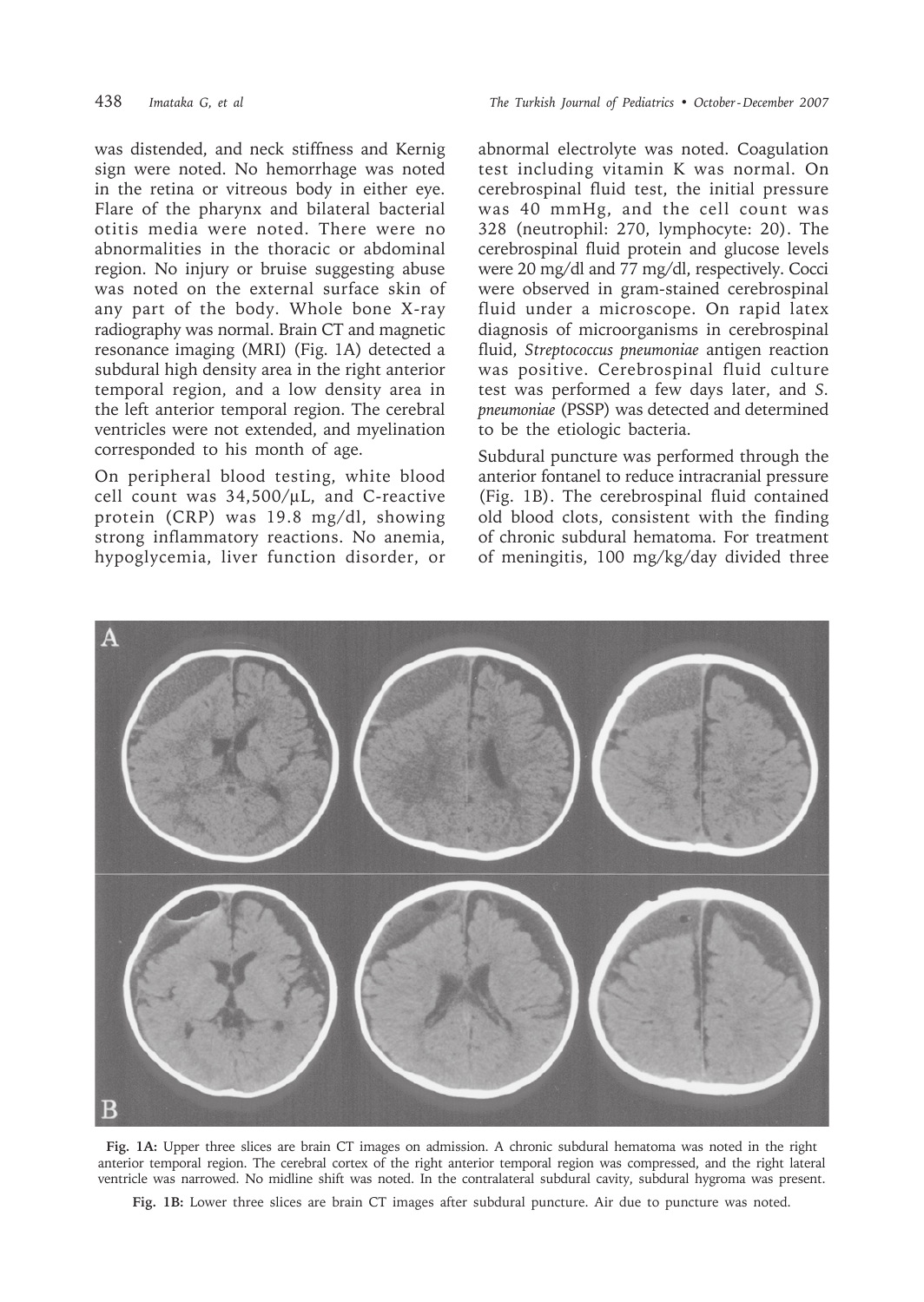was distended, and neck stiffness and Kernig sign were noted. No hemorrhage was noted in the retina or vitreous body in either eye. Flare of the pharynx and bilateral bacterial otitis media were noted. There were no abnormalities in the thoracic or abdominal region. No injury or bruise suggesting abuse was noted on the external surface skin of any part of the body. Whole bone X-ray radiography was normal. Brain CT and magnetic resonance imaging (MRI) (Fig. 1A) detected a subdural high density area in the right anterior temporal region, and a low density area in the left anterior temporal region. The cerebral ventricles were not extended, and myelination corresponded to his month of age.

On peripheral blood testing, white blood cell count was 34,500/µL, and C-reactive protein (CRP) was 19.8 mg/dl, showing strong inflammatory reactions. No anemia, hypoglycemia, liver function disorder, or abnormal electrolyte was noted. Coagulation test including vitamin K was normal. On cerebrospinal fluid test, the initial pressure was 40 mmHg, and the cell count was 328 (neutrophil: 270, lymphocyte: 20). The cerebrospinal fluid protein and glucose levels were 20 mg/dl and 77 mg/dl, respectively. Cocci were observed in gram-stained cerebrospinal fluid under a microscope. On rapid latex diagnosis of microorganisms in cerebrospinal fluid, *Streptococcus pneumoniae* antigen reaction was positive. Cerebrospinal fluid culture test was performed a few days later, and *S. pneumoniae* (PSSP) was detected and determined to be the etiologic bacteria.

Subdural puncture was performed through the anterior fontanel to reduce intracranial pressure (Fig. 1B). The cerebrospinal fluid contained old blood clots, consistent with the finding of chronic subdural hematoma. For treatment of meningitis, 100 mg/kg/day divided three

**Fig. 1A:** Upper three slices are brain CT images on admission. A chronic subdural hematoma was noted in the right anterior temporal region. The cerebral cortex of the right anterior temporal region was compressed, and the right lateral ventricle was narrowed. No midline shift was noted. In the contralateral subdural cavity, subdural hygroma was present.

**Fig. 1B:** Lower three slices are brain CT images after subdural puncture. Air due to puncture was noted.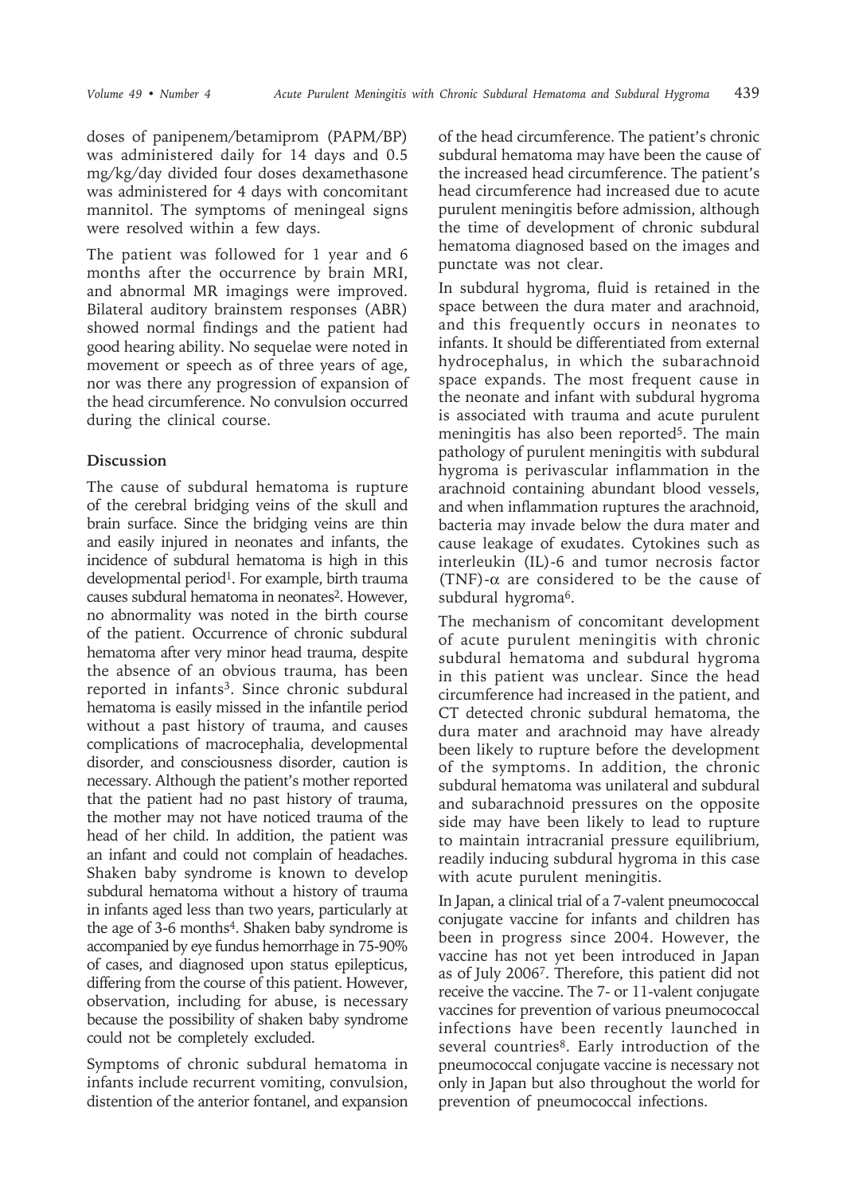doses of panipenem/betamiprom (PAPM/BP) was administered daily for 14 days and 0.5 mg/kg/day divided four doses dexamethasone was administered for 4 days with concomitant mannitol. The symptoms of meningeal signs were resolved within a few days.

The patient was followed for 1 year and 6 months after the occurrence by brain MRI, and abnormal MR imagings were improved. Bilateral auditory brainstem responses (ABR) showed normal findings and the patient had good hearing ability. No sequelae were noted in movement or speech as of three years of age, nor was there any progression of expansion of the head circumference. No convulsion occurred during the clinical course.

## Discussion

The cause of subdural hematoma is rupture of the cerebral bridging veins of the skull and brain surface. Since the bridging veins are thin and easily injured in neonates and infants, the incidence of subdural hematoma is high in this developmental period[1]. For example, birth trauma causes subdural hematoma in neonates[2]. However, no abnormality was noted in the birth course of the patient. Occurrence of chronic subdural hematoma after very minor head trauma, despite the absence of an obvious trauma, has been reported in infants[3]. Since chronic subdural hematoma is easily missed in the infantile period without a past history of trauma, and causes complications of macrocephalia, developmental disorder, and consciousness disorder, caution is necessary. Although the patient's mother reported that the patient had no past history of trauma, the mother may not have noticed trauma of the head of her child. In addition, the patient was an infant and could not complain of headaches. Shaken baby syndrome is known to develop subdural hematoma without a history of trauma in infants aged less than two years, particularly at the age of 3-6 months[4]. Shaken baby syndrome is accompanied by eye fundus hemorrhage in 75-90% of cases, and diagnosed upon status epilepticus, differing from the course of this patient. However, observation, including for abuse, is necessary because the possibility of shaken baby syndrome could not be completely excluded.

Symptoms of chronic subdural hematoma in infants include recurrent vomiting, convulsion, distention of the anterior fontanel, and expansion of the head circumference. The patient's chronic subdural hematoma may have been the cause of the increased head circumference. The patient's head circumference had increased due to acute purulent meningitis before admission, although the time of development of chronic subdural hematoma diagnosed based on the images and punctate was not clear.

In subdural hygroma, fluid is retained in the space between the dura mater and arachnoid, and this frequently occurs in neonates to infants. It should be differentiated from external hydrocephalus, in which the subarachnoid space expands. The most frequent cause in the neonate and infant with subdural hygroma is associated with trauma and acute purulent meningitis has also been reported[5]. The main pathology of purulent meningitis with subdural hygroma is perivascular inflammation in the arachnoid containing abundant blood vessels, and when inflammation ruptures the arachnoid, bacteria may invade below the dura mater and cause leakage of exudates. Cytokines such as interleukin (IL)-6 and tumor necrosis factor (TNF)-$\alpha$ are considered to be the cause of subdural hygroma[6].

The mechanism of concomitant development of acute purulent meningitis with chronic subdural hematoma and subdural hygroma in this patient was unclear. Since the head circumference had increased in the patient, and CT detected chronic subdural hematoma, the dura mater and arachnoid may have already been likely to rupture before the development of the symptoms. In addition, the chronic subdural hematoma was unilateral and subdural and subarachnoid pressures on the opposite side may have been likely to lead to rupture to maintain intracranial pressure equilibrium, readily inducing subdural hygroma in this case with acute purulent meningitis.

In Japan, a clinical trial of a 7-valent pneumococcal conjugate vaccine for infants and children has been in progress since 2004. However, the vaccine has not yet been introduced in Japan as of July 2006[7]. Therefore, this patient did not receive the vaccine. The 7- or 11-valent conjugate vaccines for prevention of various pneumococcal infections have been recently launched in several countries[8]. Early introduction of the pneumococcal conjugate vaccine is necessary not only in Japan but also throughout the world for prevention of pneumococcal infections.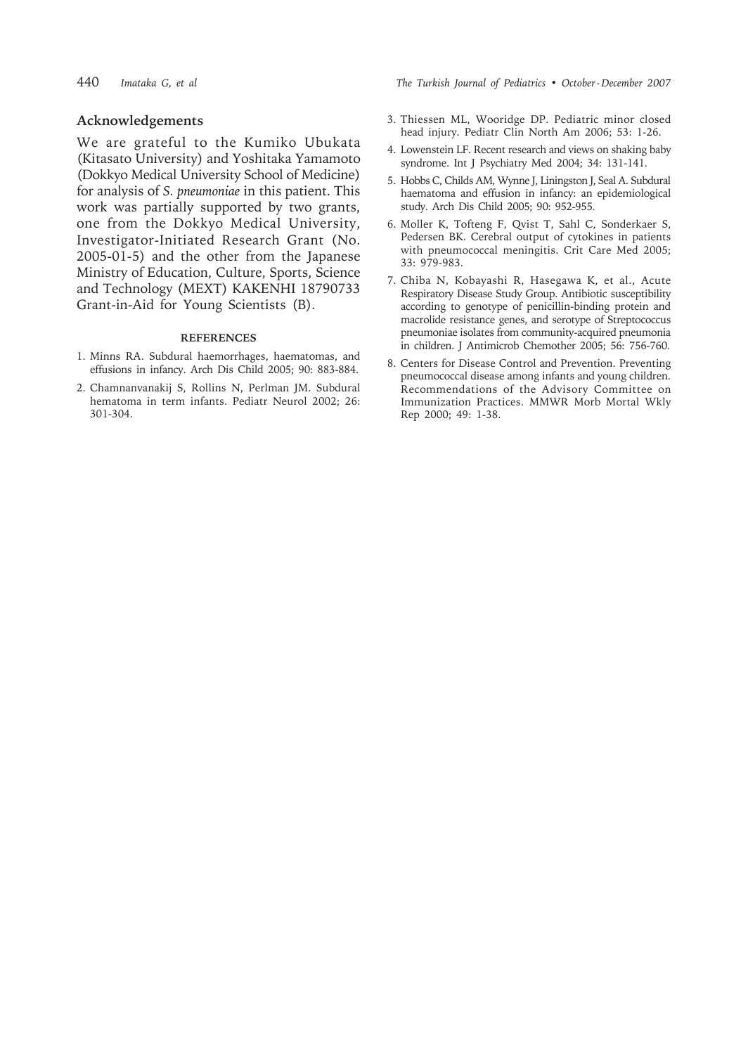## Acknowledgements

We are grateful to the Kumiko Ubukata (Kitasato University) and Yoshitaka Yamamoto (Dokkyo Medical University School of Medicine) for analysis of *S. pneumoniae* in this patient. This work was partially supported by two grants, one from the Dokkyo Medical University, Investigator-Initiated Research Grant (No. 2005-01-5) and the other from the Japanese Ministry of Education, Culture, Sports, Science and Technology (MEXT) KAKENHI 18790733 Grant-in-Aid for Young Scientists (B).

## REFERENCES

1. Minns RA. Subdural haemorrhages, haematomas, and effusions in infancy. Arch Dis Child 2005; 90: 883-884.
2. Chamnanvanakij S, Rollins N, Perlman JM. Subdural hematoma in term infants. Pediatr Neurol 2002; 26: 301-304.
3. Thiessen ML, Wooridge DP. Pediatric minor closed head injury. Pediatr Clin North Am 2006; 53: 1-26.
4. Lowenstein LF. Recent research and views on shaking baby syndrome. Int J Psychiatry Med 2004; 34: 131-141.
5. Hobbs C, Childs AM, Wynne J, Liningston J, Seal A. Subdural haematoma and effusion in infancy: an epidemiological study. Arch Dis Child 2005; 90: 952-955.
6. Moller K, Tofteng F, Qvist T, Sahl C, Sonderkaer S, Pedersen BK. Cerebral output of cytokines in patients with pneumococcal meningitis. Crit Care Med 2005; 33: 979-983.
7. Chiba N, Kobayashi R, Hasegawa K, et al., Acute Respiratory Disease Study Group. Antibiotic susceptibility according to genotype of penicillin-binding protein and macrolide resistance genes, and serotype of Streptococcus pneumoniae isolates from community-acquired pneumonia in children. J Antimicrob Chemother 2005; 56: 756-760.
8. Centers for Disease Control and Prevention. Preventing pneumococcal disease among infants and young children. Recommendations of the Advisory Committee on Immunization Practices. MMWR Morb Mortal Wkly Rep 2000; 49: 1-38.